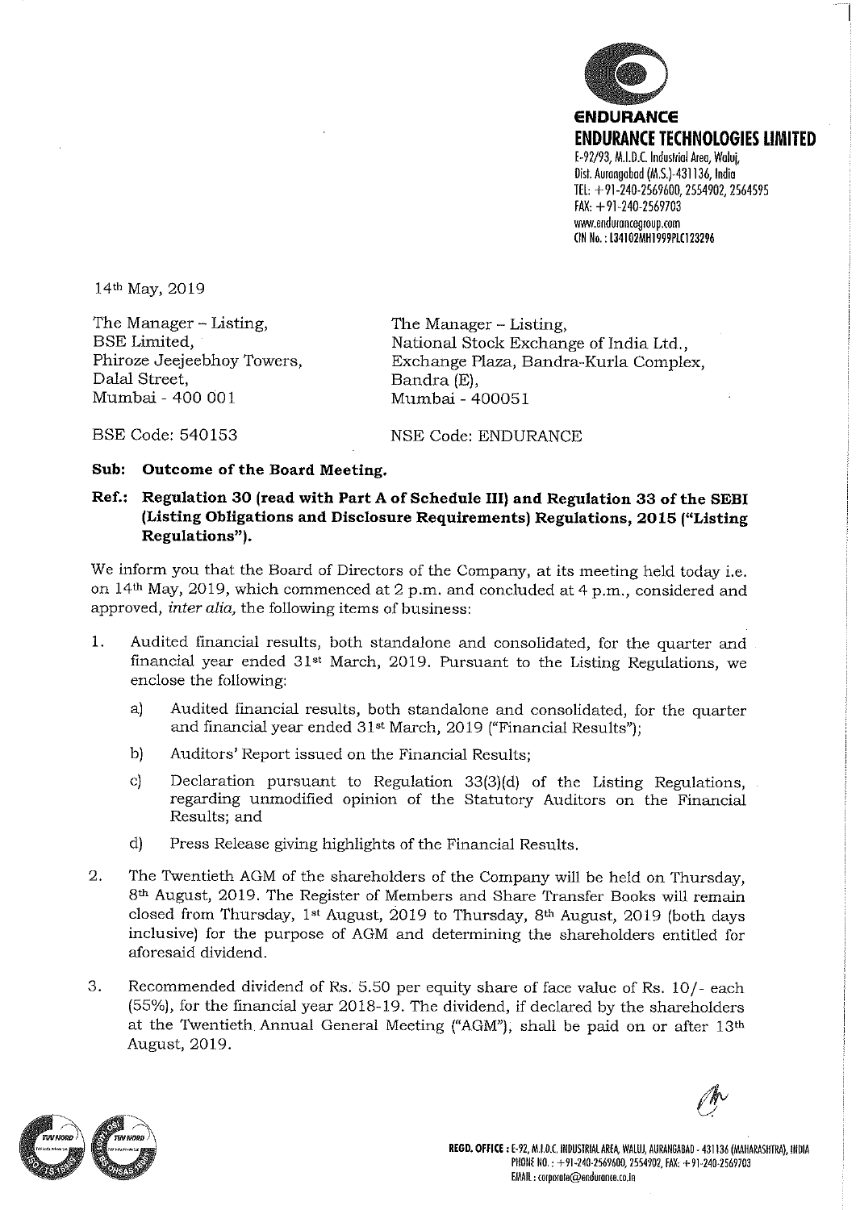**ENDURANCE**

**ENDURANCE TECHNOLOGIES LIMITED**

E-92/93, M.I.D.C. Industrial Area, Waluj,
Dist. Aurangabad (M.S.)-431136, India
TEL: +91-240-2569600, 2554902, 2564595
FAX: +91-240-2569703
www.endurancegroup.com
CIN No.: L34102MH1999PLC123296

14th May, 2019

The Manager – Listing,
BSE Limited,
Phiroze Jeejeebhoy Towers,
Dalal Street,
Mumbai - 400 001

The Manager – Listing,
National Stock Exchange of India Ltd.,
Exchange Plaza, Bandra-Kurla Complex,
Bandra (E),
Mumbai - 400051

BSE Code: 540153

NSE Code: ENDURANCE

**Sub: Outcome of the Board Meeting.**

**Ref.: Regulation 30 (read with Part A of Schedule III) and Regulation 33 of the SEBI (Listing Obligations and Disclosure Requirements) Regulations, 2015 ("Listing Regulations").**

We inform you that the Board of Directors of the Company, at its meeting held today i.e. on 14th May, 2019, which commenced at 2 p.m. and concluded at 4 p.m., considered and approved, *inter alia,* the following items of business:

1. Audited financial results, both standalone and consolidated, for the quarter and financial year ended 31st March, 2019. Pursuant to the Listing Regulations, we enclose the following:

    a) Audited financial results, both standalone and consolidated, for the quarter and financial year ended 31st March, 2019 ("Financial Results");

    b) Auditors' Report issued on the Financial Results;

    c) Declaration pursuant to Regulation 33(3)(d) of the Listing Regulations, regarding unmodified opinion of the Statutory Auditors on the Financial Results; and

    d) Press Release giving highlights of the Financial Results.

2. The Twentieth AGM of the shareholders of the Company will be held on Thursday, 8th August, 2019. The Register of Members and Share Transfer Books will remain closed from Thursday, 1st August, 2019 to Thursday, 8th August, 2019 (both days inclusive) for the purpose of AGM and determining the shareholders entitled for aforesaid dividend.

3. Recommended dividend of Rs. 5.50 per equity share of face value of Rs. 10/- each (55%), for the financial year 2018-19. The dividend, if declared by the shareholders at the Twentieth Annual General Meeting ("AGM"), shall be paid on or after 13th August, 2019.

**REGD. OFFICE :** E-92, M.I.D.C. INDUSTRIAL AREA, WALUJ, AURANGABAD - 431136 (MAHARASHTRA), INDIA
PHONE NO.: +91-240-2569600, 2554902, FAX: +91-240-2569703
EMAIL: corporate@endurance.co.in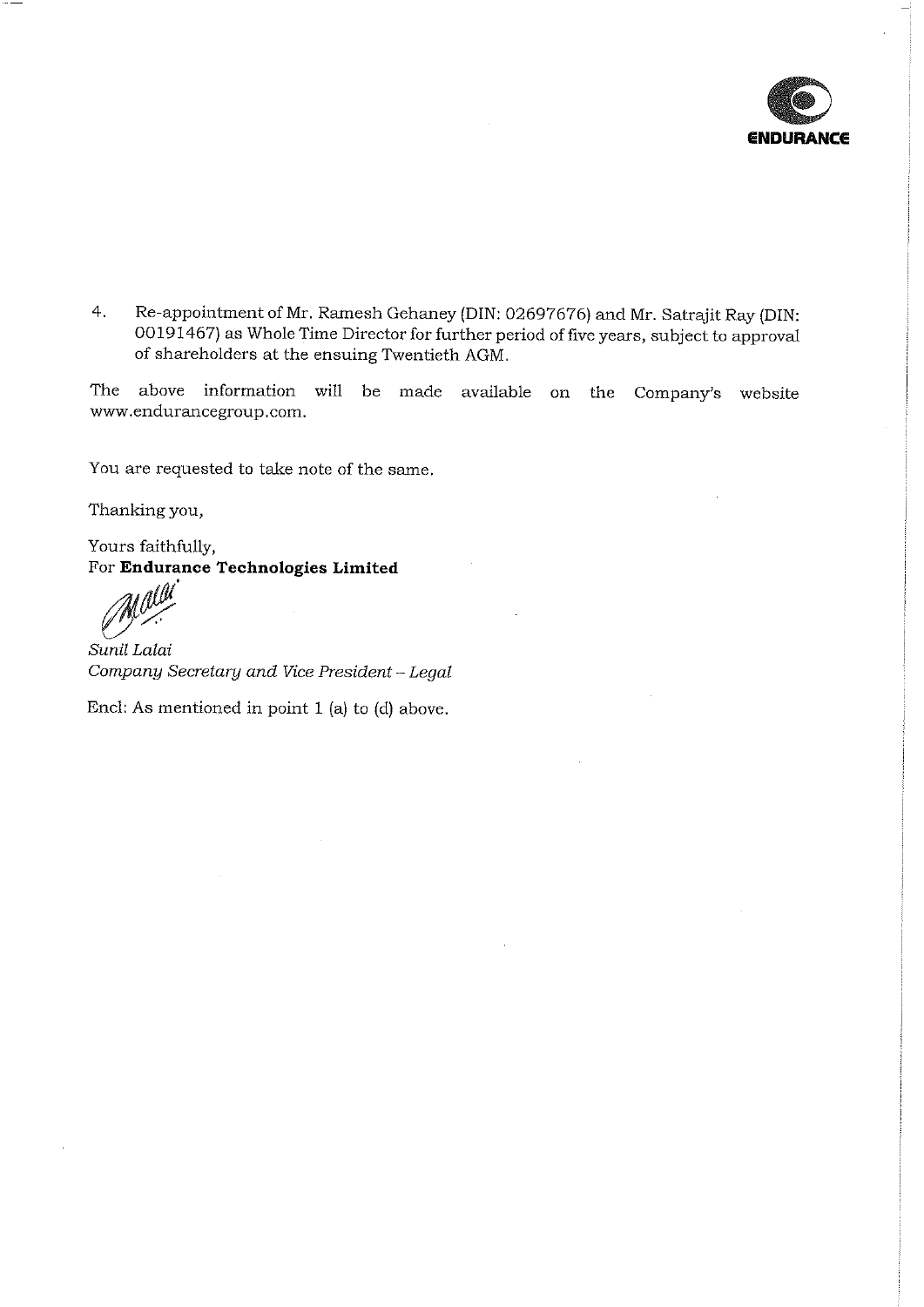4. Re-appointment of Mr. Ramesh Gehaney (DIN: 02697676) and Mr. Satrajit Ray (DIN: 00191467) as Whole Time Director for further period of five years, subject to approval of shareholders at the ensuing Twentieth AGM.

The above information will be made available on the Company's website www.endurancegroup.com.

You are requested to take note of the same.

Thanking you,

Yours faithfully,
For **Endurance Technologies Limited**

*Sunil Lalai*
*Company Secretary and Vice President – Legal*

Encl: As mentioned in point 1 (a) to (d) above.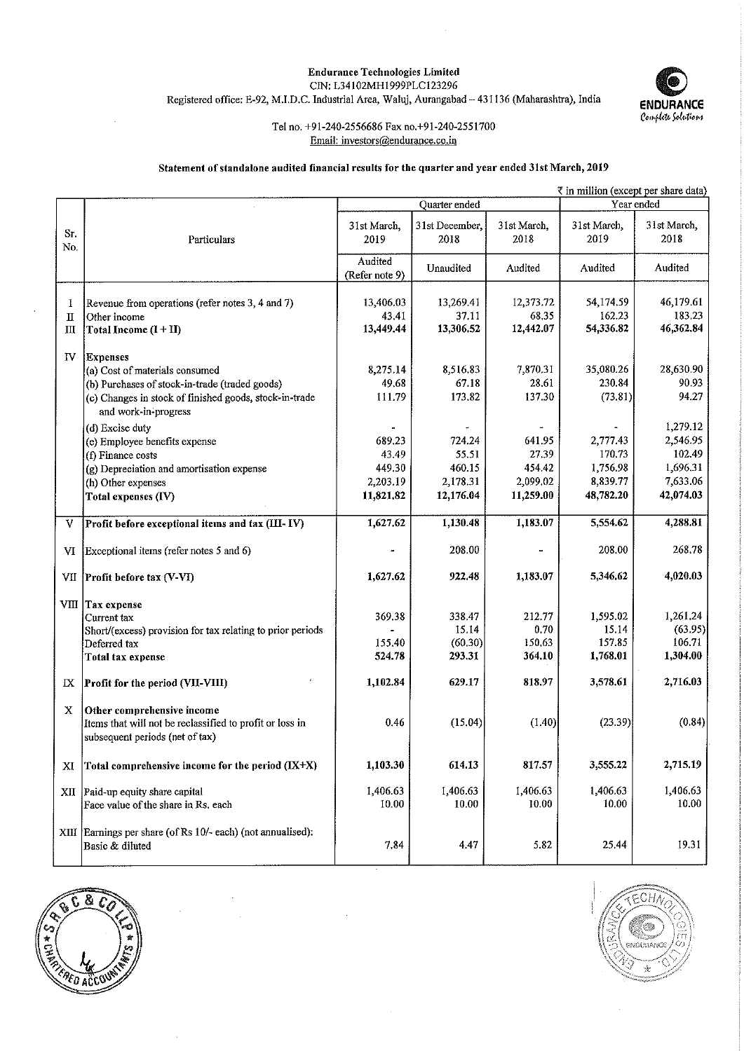**Endurance Technologies Limited**
CIN: L34102MH1999PLC123296
Registered office: E-92, M.I.D.C. Industrial Area, Waluj, Aurangabad – 431136 (Maharashtra), India

Tel no. +91-240-2556686 Fax no.+91-240-2551700
Email: investors@endurance.co.in

### Statement of standalone audited financial results for the quarter and year ended 31st March, 2019

₹ in million (except per share data)

| Sr. No. | Particulars | Quarter ended | | | Year ended | |
|---|---|---|---|---|---|---|
| | | 31st March, 2019 | 31st December, 2018 | 31st March, 2018 | 31st March, 2019 | 31st March, 2018 |
| | | Audited (Refer note 9) | Unaudited | Audited | Audited | Audited |
| I | Revenue from operations (refer notes 3, 4 and 7) | 13,406.03 | 13,269.41 | 12,373.72 | 54,174.59 | 46,179.61 |
| II | Other income | 43.41 | 37.11 | 68.35 | 162.23 | 183.23 |
| III | **Total Income (I + II)** | **13,449.44** | **13,306.52** | **12,442.07** | **54,336.82** | **46,362.84** |
| IV | **Expenses** | | | | | |
| | (a) Cost of materials consumed | 8,275.14 | 8,516.83 | 7,870.31 | 35,080.26 | 28,630.90 |
| | (b) Purchases of stock-in-trade (traded goods) | 49.68 | 67.18 | 28.61 | 230.84 | 90.93 |
| | (c) Changes in stock of finished goods, stock-in-trade and work-in-progress | 111.79 | 173.82 | 137.30 | (73.81) | 94.27 |
| | (d) Excise duty | - | - | - | - | 1,279.12 |
| | (e) Employee benefits expense | 689.23 | 724.24 | 641.95 | 2,777.43 | 2,546.95 |
| | (f) Finance costs | 43.49 | 55.51 | 27.39 | 170.73 | 102.49 |
| | (g) Depreciation and amortisation expense | 449.30 | 460.15 | 454.42 | 1,756.98 | 1,696.31 |
| | (h) Other expenses | 2,203.19 | 2,178.31 | 2,099.02 | 8,839.77 | 7,633.06 |
| | **Total expenses (IV)** | **11,821.82** | **12,176.04** | **11,259.00** | **48,782.20** | **42,074.03** |
| V | **Profit before exceptional items and tax (III- IV)** | **1,627.62** | **1,130.48** | **1,183.07** | **5,554.62** | **4,288.81** |
| VI | Exceptional items (refer notes 5 and 6) | - | 208.00 | - | 208.00 | 268.78 |
| VII | **Profit before tax (V-VI)** | **1,627.62** | **922.48** | **1,183.07** | **5,346.62** | **4,020.03** |
| VIII | **Tax expense** | | | | | |
| | Current tax | 369.38 | 338.47 | 212.77 | 1,595.02 | 1,261.24 |
| | Short/(excess) provision for tax relating to prior periods | - | 15.14 | 0.70 | 15.14 | (63.95) |
| | Deferred tax | 155.40 | (60.30) | 150.63 | 157.85 | 106.71 |
| | **Total tax expense** | **524.78** | **293.31** | **364.10** | **1,768.01** | **1,304.00** |
| IX | **Profit for the period (VII-VIII)** | **1,102.84** | **629.17** | **818.97** | **3,578.61** | **2,716.03** |
| X | **Other comprehensive income** Items that will not be reclassified to profit or loss in subsequent periods (net of tax) | 0.46 | (15.04) | (1.40) | (23.39) | (0.84) |
| XI | **Total comprehensive income for the period (IX+X)** | **1,103.30** | **614.13** | **817.57** | **3,555.22** | **2,715.19** |
| XII | Paid-up equity share capital | 1,406.63 | 1,406.63 | 1,406.63 | 1,406.63 | 1,406.63 |
| | Face value of the share in Rs. each | 10.00 | 10.00 | 10.00 | 10.00 | 10.00 |
| XIII | Earnings per share (of Rs 10/- each) (not annualised): Basic & diluted | 7.84 | 4.47 | 5.82 | 25.44 | 19.31 |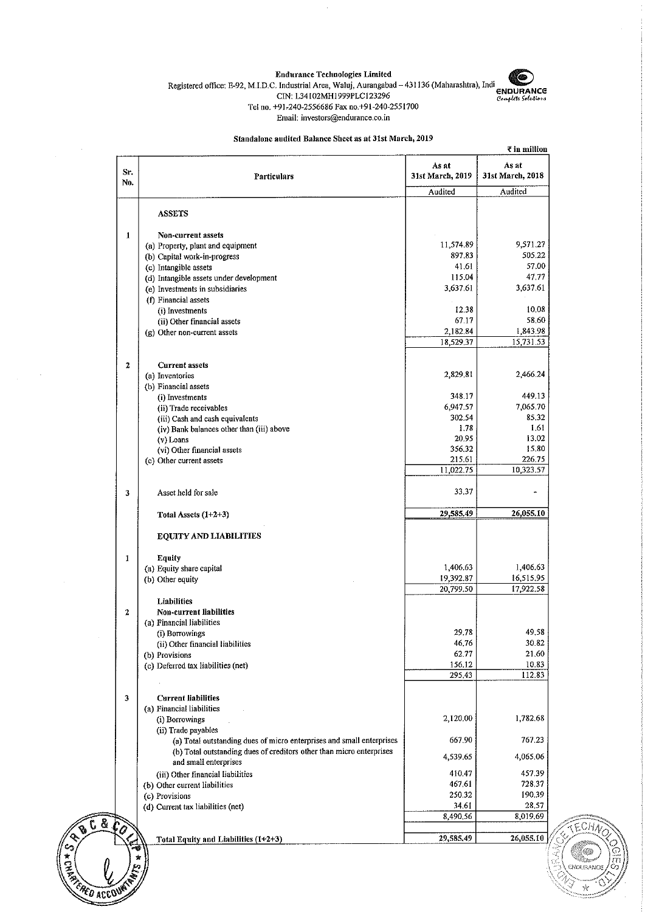**Endurance Technologies Limited**

Registered office: E-92, M.I.D.C. Industrial Area, Waluj, Aurangabad – 431136 (Maharashtra), India

CIN: L34102MH1999PLC123296

Tel no. +91-240-2556686 Fax no.+91-240-2551700

Email: investors@endurance.co.in

**Standalone audited Balance Sheet as at 31st March, 2019**

₹ in million

| Sr. No. | Particulars | As at 31st March, 2019 | As at 31st March, 2018 |
|---|---|---|---|
| | | Audited | Audited |
| | **ASSETS** | | |
| 1 | **Non-current assets** | | |
| | (a) Property, plant and equipment | 11,574.89 | 9,571.27 |
| | (b) Capital work-in-progress | 897.83 | 505.22 |
| | (c) Intangible assets | 41.61 | 57.00 |
| | (d) Intangible assets under development | 115.04 | 47.77 |
| | (e) Investments in subsidiaries | 3,637.61 | 3,637.61 |
| | (f) Financial assets | | |
| | (i) Investments | 12.38 | 10.08 |
| | (ii) Other financial assets | 67.17 | 58.60 |
| | (g) Other non-current assets | 2,182.84 | 1,843.98 |
| | | 18,529.37 | 15,731.53 |
| 2 | **Current assets** | | |
| | (a) Inventories | 2,829.81 | 2,466.24 |
| | (b) Financial assets | | |
| | (i) Investments | 348.17 | 449.13 |
| | (ii) Trade receivables | 6,947.57 | 7,065.70 |
| | (iii) Cash and cash equivalents | 302.54 | 85.32 |
| | (iv) Bank balances other than (iii) above | 1.78 | 1.61 |
| | (v) Loans | 20.95 | 13.02 |
| | (vi) Other financial assets | 356.32 | 15.80 |
| | (c) Other current assets | 215.61 | 226.75 |
| | | 11,022.75 | 10,323.57 |
| 3 | Asset held for sale | 33.37 | - |
| | **Total Assets (1+2+3)** | 29,585.49 | 26,055.10 |
| | **EQUITY AND LIABILITIES** | | |
| 1 | **Equity** | | |
| | (a) Equity share capital | 1,406.63 | 1,406.63 |
| | (b) Other equity | 19,392.87 | 16,515.95 |
| | | 20,799.50 | 17,922.58 |
| | **Liabilities** | | |
| 2 | **Non-current liabilities** | | |
| | (a) Financial liabilities | | |
| | (i) Borrowings | 29.78 | 49.58 |
| | (ii) Other financial liabilities | 46.76 | 30.82 |
| | (b) Provisions | 62.77 | 21.60 |
| | (c) Deferred tax liabilities (net) | 156.12 | 10.83 |
| | | 295.43 | 112.83 |
| 3 | **Current liabilities** | | |
| | (a) Financial liabilities | | |
| | (i) Borrowings | 2,120.00 | 1,782.68 |
| | (ii) Trade payables | | |
| | (a) Total outstanding dues of micro enterprises and small enterprises | 667.90 | 767.23 |
| | (b) Total outstanding dues of creditors other than micro enterprises and small enterprises | 4,539.65 | 4,065.06 |
| | (iii) Other financial liabilities | 410.47 | 457.39 |
| | (b) Other current liabilities | 467.61 | 728.37 |
| | (c) Provisions | 250.32 | 190.39 |
| | (d) Current tax liabilities (net) | 34.61 | 28.57 |
| | | 8,490.56 | 8,019.69 |
| | **Total Equity and Liabilities (1+2+3)** | 29,585.49 | 26,055.10 |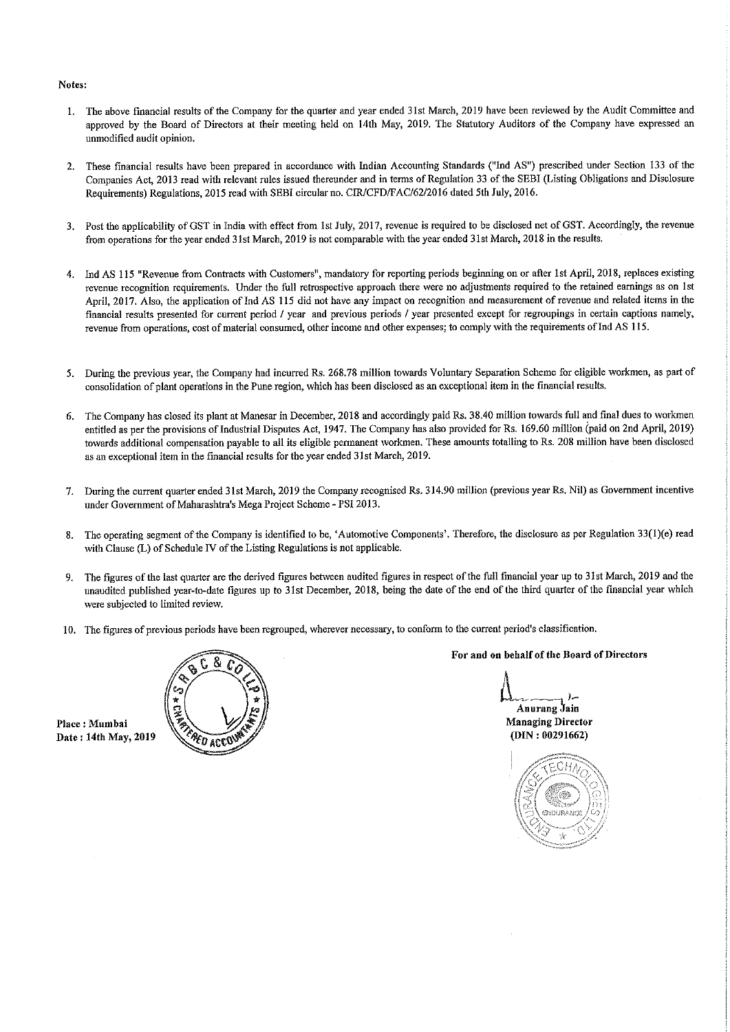**Notes:**

1. The above financial results of the Company for the quarter and year ended 31st March, 2019 have been reviewed by the Audit Committee and approved by the Board of Directors at their meeting held on 14th May, 2019. The Statutory Auditors of the Company have expressed an unmodified audit opinion.

2. These financial results have been prepared in accordance with Indian Accounting Standards ("Ind AS") prescribed under Section 133 of the Companies Act, 2013 read with relevant rules issued thereunder and in terms of Regulation 33 of the SEBI (Listing Obligations and Disclosure Requirements) Regulations, 2015 read with SEBI circular no. CIR/CFD/FAC/62/2016 dated 5th July, 2016.

3. Post the applicability of GST in India with effect from 1st July, 2017, revenue is required to be disclosed net of GST. Accordingly, the revenue from operations for the year ended 31st March, 2019 is not comparable with the year ended 31st March, 2018 in the results.

4. Ind AS 115 "Revenue from Contracts with Customers", mandatory for reporting periods beginning on or after 1st April, 2018, replaces existing revenue recognition requirements. Under the full retrospective approach there were no adjustments required to the retained earnings as on 1st April, 2017. Also, the application of Ind AS 115 did not have any impact on recognition and measurement of revenue and related items in the financial results presented for current period / year and previous periods / year presented except for regroupings in certain captions namely, revenue from operations, cost of material consumed, other income and other expenses; to comply with the requirements of Ind AS 115.

5. During the previous year, the Company had incurred Rs. 268.78 million towards Voluntary Separation Scheme for eligible workmen, as part of consolidation of plant operations in the Pune region, which has been disclosed as an exceptional item in the financial results.

6. The Company has closed its plant at Manesar in December, 2018 and accordingly paid Rs. 38.40 million towards full and final dues to workmen entitled as per the provisions of Industrial Disputes Act, 1947. The Company has also provided for Rs. 169.60 million (paid on 2nd April, 2019) towards additional compensation payable to all its eligible permanent workmen. These amounts totalling to Rs. 208 million have been disclosed as an exceptional item in the financial results for the year ended 31st March, 2019.

7. During the current quarter ended 31st March, 2019 the Company recognised Rs. 314.90 million (previous year Rs. Nil) as Government incentive under Government of Maharashtra's Mega Project Scheme - PSI 2013.

8. The operating segment of the Company is identified to be, 'Automotive Components'. Therefore, the disclosure as per Regulation 33(1)(e) read with Clause (L) of Schedule IV of the Listing Regulations is not applicable.

9. The figures of the last quarter are the derived figures between audited figures in respect of the full financial year up to 31st March, 2019 and the unaudited published year-to-date figures up to 31st December, 2018, being the date of the end of the third quarter of the financial year which were subjected to limited review.

10. The figures of previous periods have been regrouped, wherever necessary, to conform to the current period's classification.

**Place : Mumbai**
**Date : 14th May, 2019**

**For and on behalf of the Board of Directors**

**Anurang Jain**
**Managing Director**
**(DIN : 00291662)**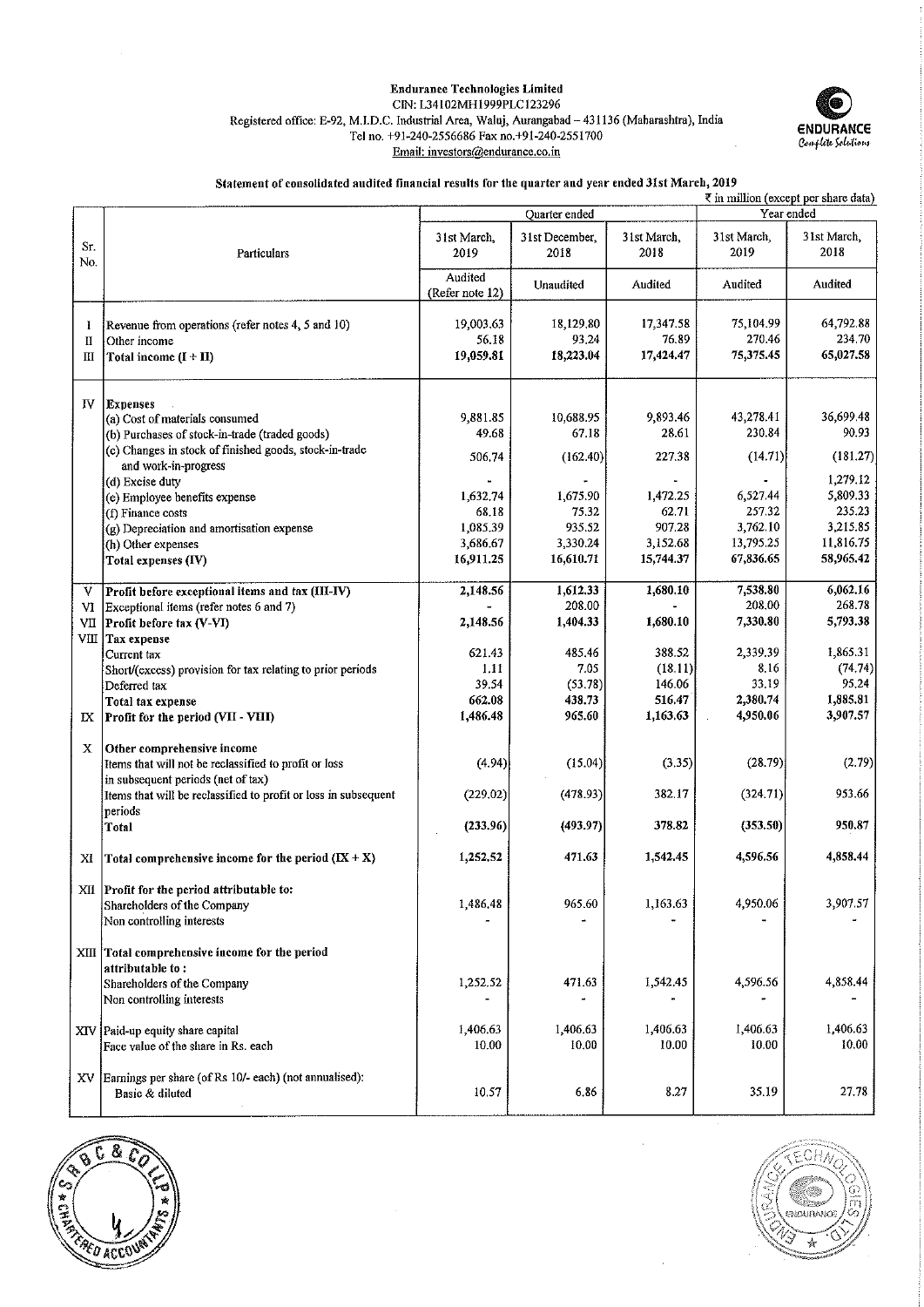**Endurance Technologies Limited**
CIN: L34102MH1999PLC123296
Registered office: E-92, M.I.D.C. Industrial Area, Waluj, Aurangabad – 431136 (Maharashtra), India
Tel no. +91-240-2556686 Fax no.+91-240-2551700
Email: investors@endurance.co.in

ENDURANCE
Complete Solutions

**Statement of consolidated audited financial results for the quarter and year ended 31st March, 2019**

₹ in million (except per share data)

| Sr. No. | Particulars | Quarter ended | | | Year ended | |
|---|---|---|---|---|---|---|
| | | 31st March, 2019 | 31st December, 2018 | 31st March, 2018 | 31st March, 2019 | 31st March, 2018 |
| | | Audited (Refer note 12) | Unaudited | Audited | Audited | Audited |
| I | Revenue from operations (refer notes 4, 5 and 10) | 19,003.63 | 18,129.80 | 17,347.58 | 75,104.99 | 64,792.88 |
| II | Other income | 56.18 | 93.24 | 76.89 | 270.46 | 234.70 |
| III | **Total income (I + II)** | **19,059.81** | **18,223.04** | **17,424.47** | **75,375.45** | **65,027.58** |
| IV | **Expenses** | | | | | |
| | (a) Cost of materials consumed | 9,881.85 | 10,688.95 | 9,893.46 | 43,278.41 | 36,699.48 |
| | (b) Purchases of stock-in-trade (traded goods) | 49.68 | 67.18 | 28.61 | 230.84 | 90.93 |
| | (c) Changes in stock of finished goods, stock-in-trade and work-in-progress | 506.74 | (162.40) | 227.38 | (14.71) | (181.27) |
| | (d) Excise duty | - | - | - | - | 1,279.12 |
| | (e) Employee benefits expense | 1,632.74 | 1,675.90 | 1,472.25 | 6,527.44 | 5,809.33 |
| | (f) Finance costs | 68.18 | 75.32 | 62.71 | 257.32 | 235.23 |
| | (g) Depreciation and amortisation expense | 1,085.39 | 935.52 | 907.28 | 3,762.10 | 3,215.85 |
| | (h) Other expenses | 3,686.67 | 3,330.24 | 3,152.68 | 13,795.25 | 11,816.75 |
| | **Total expenses (IV)** | **16,911.25** | **16,610.71** | **15,744.37** | **67,836.65** | **58,965.42** |
| V | **Profit before exceptional items and tax (III-IV)** | **2,148.56** | **1,612.33** | **1,680.10** | **7,538.80** | **6,062.16** |
| VI | Exceptional items (refer notes 6 and 7) | - | 208.00 | - | 208.00 | 268.78 |
| VII | **Profit before tax (V-VI)** | **2,148.56** | **1,404.33** | **1,680.10** | **7,330.80** | **5,793.38** |
| VIII | **Tax expense** | | | | | |
| | Current tax | 621.43 | 485.46 | 388.52 | 2,339.39 | 1,865.31 |
| | Short/(excess) provision for tax relating to prior periods | 1.11 | 7.05 | (18.11) | 8.16 | (74.74) |
| | Deferred tax | 39.54 | (53.78) | 146.06 | 33.19 | 95.24 |
| | **Total tax expense** | **662.08** | **438.73** | **516.47** | **2,380.74** | **1,885.81** |
| IX | **Profit for the period (VII - VIII)** | **1,486.48** | **965.60** | **1,163.63** | **4,950.06** | **3,907.57** |
| X | **Other comprehensive income** | | | | | |
| | Items that will not be reclassified to profit or loss in subsequent periods (net of tax) | (4.94) | (15.04) | (3.35) | (28.79) | (2.79) |
| | Items that will be reclassified to profit or loss in subsequent periods | (229.02) | (478.93) | 382.17 | (324.71) | 953.66 |
| | **Total** | **(233.96)** | **(493.97)** | **378.82** | **(353.50)** | **950.87** |
| XI | **Total comprehensive income for the period (IX + X)** | **1,252.52** | **471.63** | **1,542.45** | **4,596.56** | **4,858.44** |
| XII | **Profit for the period attributable to:** | | | | | |
| | Shareholders of the Company | 1,486.48 | 965.60 | 1,163.63 | 4,950.06 | 3,907.57 |
| | Non controlling interests | - | - | - | - | - |
| XIII | **Total comprehensive income for the period attributable to :** | | | | | |
| | Shareholders of the Company | 1,252.52 | 471.63 | 1,542.45 | 4,596.56 | 4,858.44 |
| | Non controlling interests | - | - | - | - | - |
| XIV | Paid-up equity share capital | 1,406.63 | 1,406.63 | 1,406.63 | 1,406.63 | 1,406.63 |
| | Face value of the share in Rs. each | 10.00 | 10.00 | 10.00 | 10.00 | 10.00 |
| XV | Earnings per share (of Rs 10/- each) (not annualised): | | | | | |
| | Basic & diluted | 10.57 | 6.86 | 8.27 | 35.19 | 27.78 |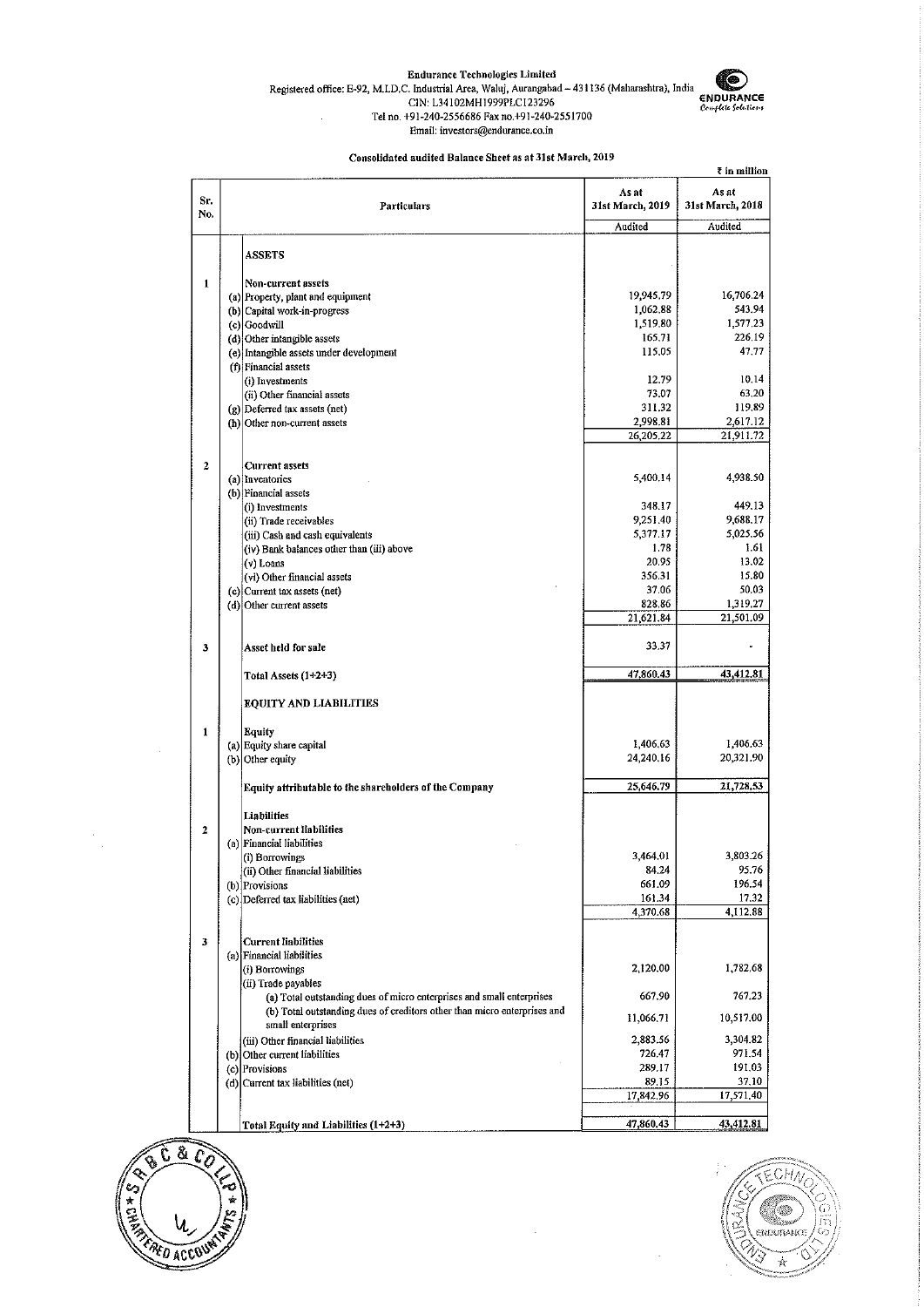**Endurance Technologies Limited**
Registered office: E-92, M.I.D.C. Industrial Area, Waluj, Aurangabad – 431136 (Maharashtra), India
CIN: L34102MH1999PLC123296
Tel no. +91-240-2556686 Fax no.+91-240-2551700
Email: investors@endurance.co.in

ENDURANCE *Complete Solutions*

## Consolidated audited Balance Sheet as at 31st March, 2019

₹ in million

| Sr. No. | | Particulars | As at 31st March, 2019 | As at 31st March, 2018 |
|---|---|---|---|---|
| | | | Audited | Audited |
| | | **ASSETS** | | |
| 1 | | **Non-current assets** | | |
| | (a) | Property, plant and equipment | 19,945.79 | 16,706.24 |
| | (b) | Capital work-in-progress | 1,062.88 | 543.94 |
| | (c) | Goodwill | 1,519.80 | 1,577.23 |
| | (d) | Other intangible assets | 165.71 | 226.19 |
| | (e) | Intangible assets under development | 115.05 | 47.77 |
| | (f) | Financial assets | | |
| | | (i) Investments | 12.79 | 10.14 |
| | | (ii) Other financial assets | 73.07 | 63.20 |
| | (g) | Deferred tax assets (net) | 311.32 | 119.89 |
| | (h) | Other non-current assets | 2,998.81 | 2,617.12 |
| | | | 26,205.22 | 21,911.72 |
| 2 | | **Current assets** | | |
| | (a) | Inventories | 5,400.14 | 4,938.50 |
| | (b) | Financial assets | | |
| | | (i) Investments | 348.17 | 449.13 |
| | | (ii) Trade receivables | 9,251.40 | 9,688.17 |
| | | (iii) Cash and cash equivalents | 5,377.17 | 5,025.56 |
| | | (iv) Bank balances other than (iii) above | 1.78 | 1.61 |
| | | (v) Loans | 20.95 | 13.02 |
| | | (vi) Other financial assets | 356.31 | 15.80 |
| | (c) | Current tax assets (net) | 37.06 | 50.03 |
| | (d) | Other current assets | 828.86 | 1,319.27 |
| | | | 21,621.84 | 21,501.09 |
| 3 | | **Asset held for sale** | 33.37 | - |
| | | **Total Assets (1+2+3)** | 47,860.43 | 43,412.81 |
| | | **EQUITY AND LIABILITIES** | | |
| 1 | | **Equity** | | |
| | (a) | Equity share capital | 1,406.63 | 1,406.63 |
| | (b) | Other equity | 24,240.16 | 20,321.90 |
| | | **Equity attributable to the shareholders of the Company** | 25,646.79 | 21,728.53 |
| | | **Liabilities** | | |
| 2 | | **Non-current liabilities** | | |
| | (a) | Financial liabilities | | |
| | | (i) Borrowings | 3,464.01 | 3,803.26 |
| | | (ii) Other financial liabilities | 84.24 | 95.76 |
| | (b) | Provisions | 661.09 | 196.54 |
| | (c) | Deferred tax liabilities (net) | 161.34 | 17.32 |
| | | | 4,370.68 | 4,112.88 |
| 3 | | **Current liabilities** | | |
| | (a) | Financial liabilities | | |
| | | (i) Borrowings | 2,120.00 | 1,782.68 |
| | | (ii) Trade payables | | |
| | | (a) Total outstanding dues of micro enterprises and small enterprises | 667.90 | 767.23 |
| | | (b) Total outstanding dues of creditors other than micro enterprises and small enterprises | 11,066.71 | 10,517.00 |
| | | (iii) Other financial liabilities | 2,883.56 | 3,304.82 |
| | (b) | Other current liabilities | 726.47 | 971.54 |
| | (c) | Provisions | 289.17 | 191.03 |
| | (d) | Current tax liabilities (net) | 89.15 | 37.10 |
| | | | 17,842.96 | 17,571.40 |
| | | **Total Equity and Liabilities (1+2+3)** | 47,860.43 | 43,412.81 |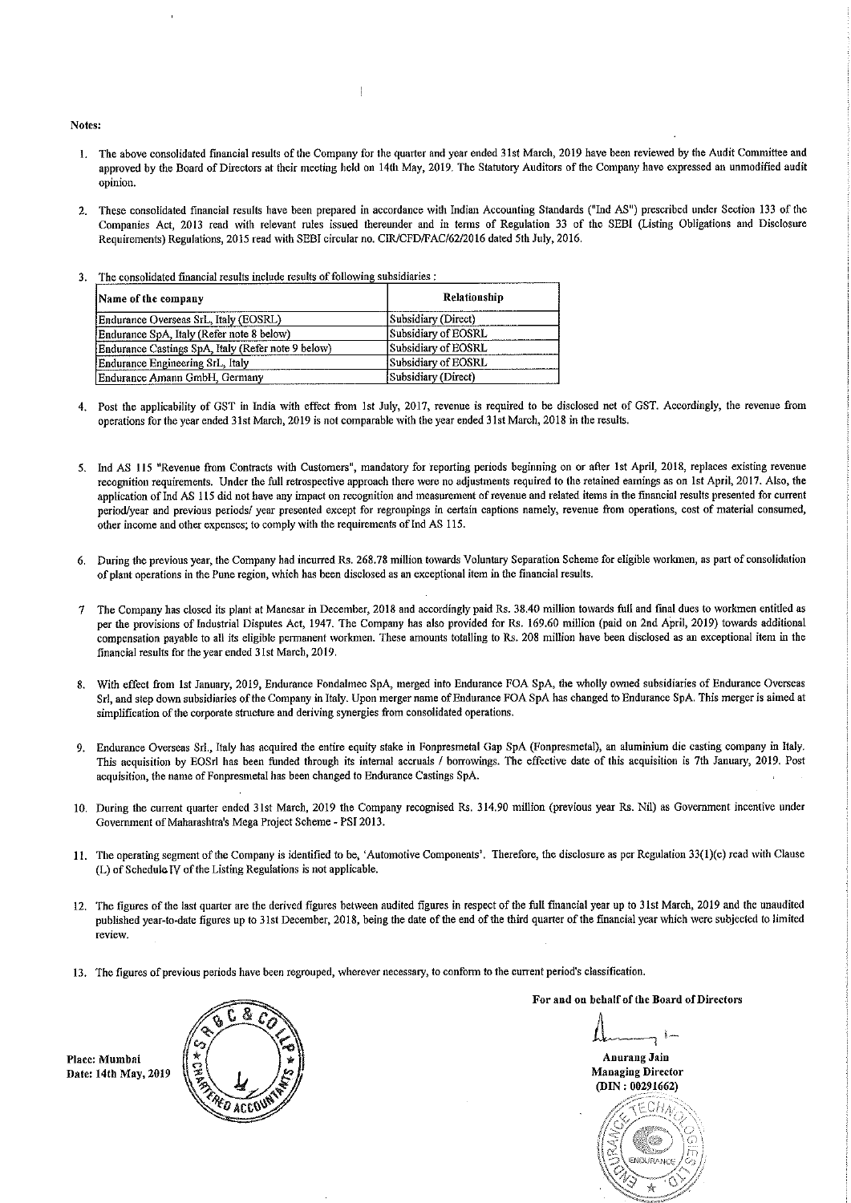**Notes:**

1. The above consolidated financial results of the Company for the quarter and year ended 31st March, 2019 have been reviewed by the Audit Committee and approved by the Board of Directors at their meeting held on 14th May, 2019. The Statutory Auditors of the Company have expressed an unmodified audit opinion.

2. These consolidated financial results have been prepared in accordance with Indian Accounting Standards ("Ind AS") prescribed under Section 133 of the Companies Act, 2013 read with relevant rules issued thereunder and in terms of Regulation 33 of the SEBI (Listing Obligations and Disclosure Requirements) Regulations, 2015 read with SEBI circular no. CIR/CFD/FAC/62/2016 dated 5th July, 2016.

3. The consolidated financial results include results of following subsidiaries :

| Name of the company | Relationship |
|---|---|
| Endurance Overseas SrL, Italy (EOSRL) | Subsidiary (Direct) |
| Endurance SpA, Italy (Refer note 8 below) | Subsidiary of EOSRL |
| Endurance Castings SpA, Italy (Refer note 9 below) | Subsidiary of EOSRL |
| Endurance Engineering SrL, Italy | Subsidiary of EOSRL |
| Endurance Amann GmbH, Germany | Subsidiary (Direct) |

4. Post the applicability of GST in India with effect from 1st July, 2017, revenue is required to be disclosed net of GST. Accordingly, the revenue from operations for the year ended 31st March, 2019 is not comparable with the year ended 31st March, 2018 in the results.

5. Ind AS 115 "Revenue from Contracts with Customers", mandatory for reporting periods beginning on or after 1st April, 2018, replaces existing revenue recognition requirements. Under the full retrospective approach there were no adjustments required to the retained earnings as on 1st April, 2017. Also, the application of Ind AS 115 did not have any impact on recognition and measurement of revenue and related items in the financial results presented for current period/year and previous periods/ year presented except for regroupings in certain captions namely, revenue from operations, cost of material consumed, other income and other expenses; to comply with the requirements of Ind AS 115.

6. During the previous year, the Company had incurred Rs. 268.78 million towards Voluntary Separation Scheme for eligible workmen, as part of consolidation of plant operations in the Pune region, which has been disclosed as an exceptional item in the financial results.

7. The Company has closed its plant at Manesar in December, 2018 and accordingly paid Rs. 38.40 million towards full and final dues to workmen entitled as per the provisions of Industrial Disputes Act, 1947. The Company has also provided for Rs. 169.60 million (paid on 2nd April, 2019) towards additional compensation payable to all its eligible permanent workmen. These amounts totalling to Rs. 208 million have been disclosed as an exceptional item in the financial results for the year ended 31st March, 2019.

8. With effect from 1st January, 2019, Endurance Fondalmec SpA, merged into Endurance FOA SpA, the wholly owned subsidiaries of Endurance Overseas Srl, and step down subsidiaries of the Company in Italy. Upon merger name of Endurance FOA SpA has changed to Endurance SpA. This merger is aimed at simplification of the corporate structure and deriving synergies from consolidated operations.

9. Endurance Overseas Srl., Italy has acquired the entire equity stake in Fonpresmetal Gap SpA (Fonpresmetal), an aluminium die casting company in Italy. This acquisition by EOSrl has been funded through its internal accruals / borrowings. The effective date of this acquisition is 7th January, 2019. Post acquisition, the name of Fonpresmetal has been changed to Endurance Castings SpA.

10. During the current quarter ended 31st March, 2019 the Company recognised Rs. 314.90 million (previous year Rs. Nil) as Government incentive under Government of Maharashtra's Mega Project Scheme - PSI 2013.

11. The operating segment of the Company is identified to be, 'Automotive Components'. Therefore, the disclosure as per Regulation 33(1)(e) read with Clause (L) of Schedule IV of the Listing Regulations is not applicable.

12. The figures of the last quarter are the derived figures between audited figures in respect of the full financial year up to 31st March, 2019 and the unaudited published year-to-date figures up to 31st December, 2018, being the date of the end of the third quarter of the financial year which were subjected to limited review.

13. The figures of previous periods have been regrouped, wherever necessary, to conform to the current period's classification.

Place: Mumbai
Date: 14th May, 2019

**For and on behalf of the Board of Directors**

Anurang Jain
Managing Director
(DIN : 00291662)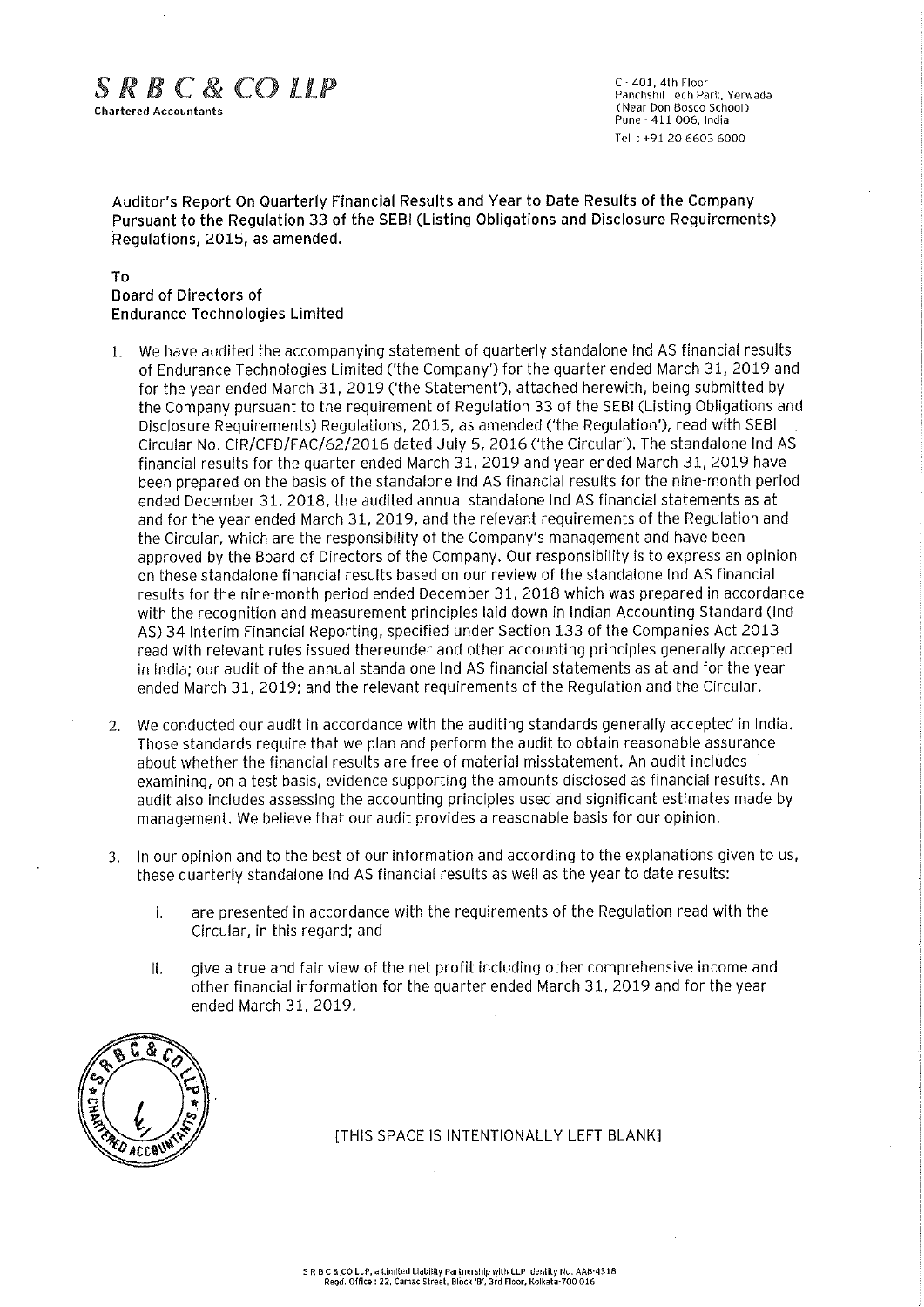**S R B C & CO LLP**
Chartered Accountants

C - 401, 4th Floor
Panchshil Tech Park, Yerwada
(Near Don Bosco School)
Pune - 411 006, India
Tel : +91 20 6603 6000

**Auditor's Report On Quarterly Financial Results and Year to Date Results of the Company Pursuant to the Regulation 33 of the SEBI (Listing Obligations and Disclosure Requirements) Regulations, 2015, as amended.**

**To**
**Board of Directors of**
**Endurance Technologies Limited**

1. We have audited the accompanying statement of quarterly standalone Ind AS financial results of Endurance Technologies Limited ('the Company') for the quarter ended March 31, 2019 and for the year ended March 31, 2019 ('the Statement'), attached herewith, being submitted by the Company pursuant to the requirement of Regulation 33 of the SEBI (Listing Obligations and Disclosure Requirements) Regulations, 2015, as amended ('the Regulation'), read with SEBI Circular No. CIR/CFD/FAC/62/2016 dated July 5, 2016 ('the Circular'). The standalone Ind AS financial results for the quarter ended March 31, 2019 and year ended March 31, 2019 have been prepared on the basis of the standalone Ind AS financial results for the nine-month period ended December 31, 2018, the audited annual standalone Ind AS financial statements as at and for the year ended March 31, 2019, and the relevant requirements of the Regulation and the Circular, which are the responsibility of the Company's management and have been approved by the Board of Directors of the Company. Our responsibility is to express an opinion on these standalone financial results based on our review of the standalone Ind AS financial results for the nine-month period ended December 31, 2018 which was prepared in accordance with the recognition and measurement principles laid down in Indian Accounting Standard (Ind AS) 34 Interim Financial Reporting, specified under Section 133 of the Companies Act 2013 read with relevant rules issued thereunder and other accounting principles generally accepted in India; our audit of the annual standalone Ind AS financial statements as at and for the year ended March 31, 2019; and the relevant requirements of the Regulation and the Circular.

2. We conducted our audit in accordance with the auditing standards generally accepted in India. Those standards require that we plan and perform the audit to obtain reasonable assurance about whether the financial results are free of material misstatement. An audit includes examining, on a test basis, evidence supporting the amounts disclosed as financial results. An audit also includes assessing the accounting principles used and significant estimates made by management. We believe that our audit provides a reasonable basis for our opinion.

3. In our opinion and to the best of our information and according to the explanations given to us, these quarterly standalone Ind AS financial results as well as the year to date results:

   i. are presented in accordance with the requirements of the Regulation read with the Circular, in this regard; and

   ii. give a true and fair view of the net profit including other comprehensive income and other financial information for the quarter ended March 31, 2019 and for the year ended March 31, 2019.

[THIS SPACE IS INTENTIONALLY LEFT BLANK]

S R B C & CO LLP, a Limited Liability Partnership with LLP Identity No. AAB-4318
Regd. Office : 22, Camac Street, Block 'B', 3rd Floor, Kolkata-700 016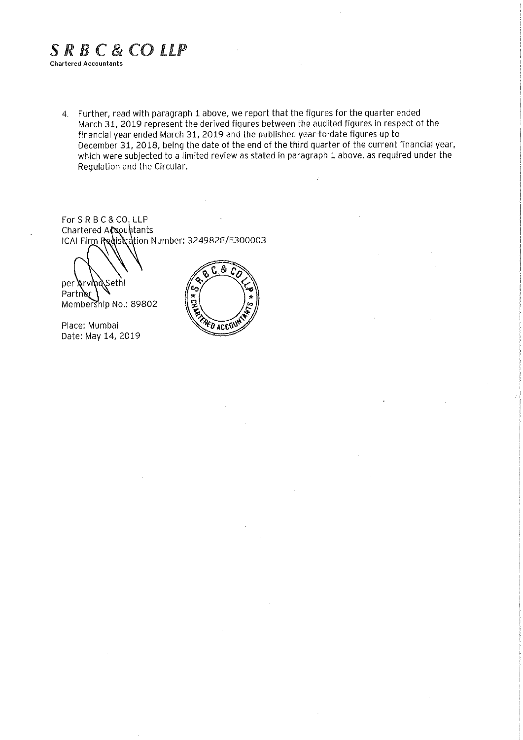**S R B C & CO LLP**
Chartered Accountants

4. Further, read with paragraph 1 above, we report that the figures for the quarter ended March 31, 2019 represent the derived figures between the audited figures in respect of the financial year ended March 31, 2019 and the published year-to-date figures up to December 31, 2018, being the date of the end of the third quarter of the current financial year, which were subjected to a limited review as stated in paragraph 1 above, as required under the Regulation and the Circular.

For S R B C & CO, LLP
Chartered Accountants
ICAI Firm Registration Number: 324982E/E300003

per Arvind Sethi
Partner
Membership No.: 89802

Place: Mumbai
Date: May 14, 2019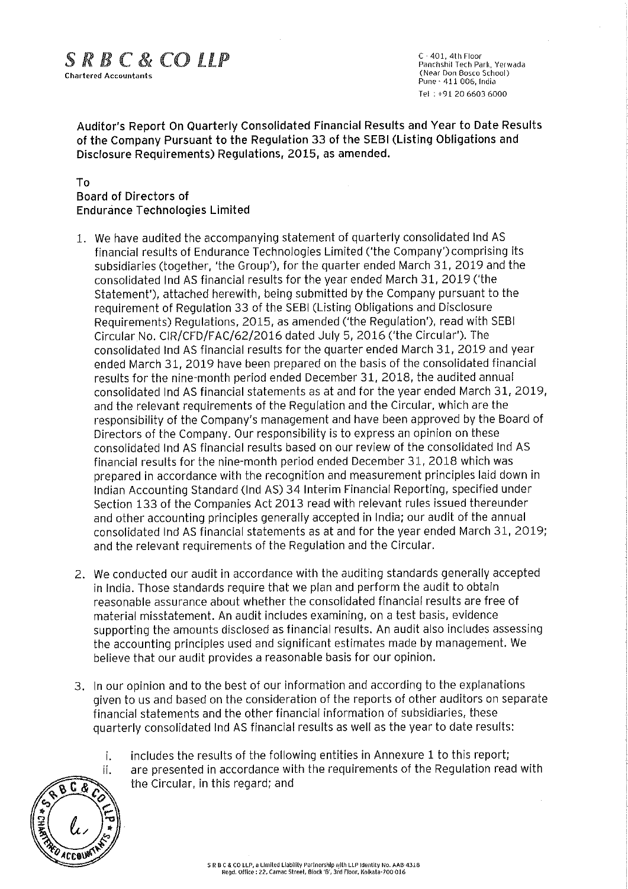**S R B C & CO LLP**
Chartered Accountants

C - 401, 4th Floor
Panchshil Tech Park, Yerwada
(Near Don Bosco School)
Pune - 411 006, India
Tel : +91 20 6603 6000

**Auditor's Report On Quarterly Consolidated Financial Results and Year to Date Results of the Company Pursuant to the Regulation 33 of the SEBI (Listing Obligations and Disclosure Requirements) Regulations, 2015, as amended.**

To
Board of Directors of
Endurance Technologies Limited

1. We have audited the accompanying statement of quarterly consolidated Ind AS financial results of Endurance Technologies Limited ('the Company') comprising its subsidiaries (together, 'the Group'), for the quarter ended March 31, 2019 and the consolidated Ind AS financial results for the year ended March 31, 2019 ('the Statement'), attached herewith, being submitted by the Company pursuant to the requirement of Regulation 33 of the SEBI (Listing Obligations and Disclosure Requirements) Regulations, 2015, as amended ('the Regulation'), read with SEBI Circular No. CIR/CFD/FAC/62/2016 dated July 5, 2016 ('the Circular'). The consolidated Ind AS financial results for the quarter ended March 31, 2019 and year ended March 31, 2019 have been prepared on the basis of the consolidated financial results for the nine-month period ended December 31, 2018, the audited annual consolidated Ind AS financial statements as at and for the year ended March 31, 2019, and the relevant requirements of the Regulation and the Circular, which are the responsibility of the Company's management and have been approved by the Board of Directors of the Company. Our responsibility is to express an opinion on these consolidated Ind AS financial results based on our review of the consolidated Ind AS financial results for the nine-month period ended December 31, 2018 which was prepared in accordance with the recognition and measurement principles laid down in Indian Accounting Standard (Ind AS) 34 Interim Financial Reporting, specified under Section 133 of the Companies Act 2013 read with relevant rules issued thereunder and other accounting principles generally accepted in India; our audit of the annual consolidated Ind AS financial statements as at and for the year ended March 31, 2019; and the relevant requirements of the Regulation and the Circular.

2. We conducted our audit in accordance with the auditing standards generally accepted in India. Those standards require that we plan and perform the audit to obtain reasonable assurance about whether the consolidated financial results are free of material misstatement. An audit includes examining, on a test basis, evidence supporting the amounts disclosed as financial results. An audit also includes assessing the accounting principles used and significant estimates made by management. We believe that our audit provides a reasonable basis for our opinion.

3. In our opinion and to the best of our information and according to the explanations given to us and based on the consideration of the reports of other auditors on separate financial statements and the other financial information of subsidiaries, these quarterly consolidated Ind AS financial results as well as the year to date results:

   i. includes the results of the following entities in Annexure 1 to this report;
   ii. are presented in accordance with the requirements of the Regulation read with the Circular, in this regard; and

S R B C & CO LLP, a Limited Liability Partnership with LLP Identity No. AAB-4318
Regd. Office : 22, Camac Street, Block 'B', 3rd Floor, Kolkata-700 016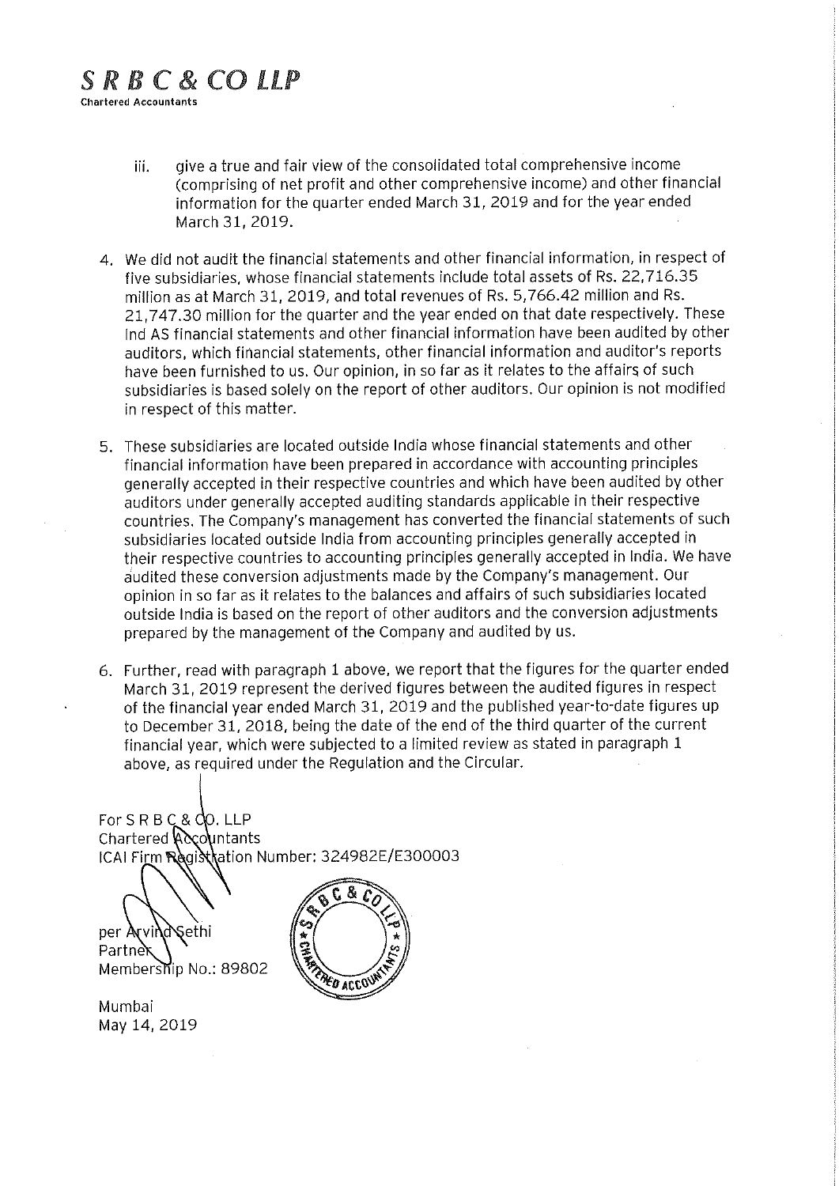**S R B C & CO LLP**
Chartered Accountants

iii. give a true and fair view of the consolidated total comprehensive income (comprising of net profit and other comprehensive income) and other financial information for the quarter ended March 31, 2019 and for the year ended March 31, 2019.

4. We did not audit the financial statements and other financial information, in respect of five subsidiaries, whose financial statements include total assets of Rs. 22,716.35 million as at March 31, 2019, and total revenues of Rs. 5,766.42 million and Rs. 21,747.30 million for the quarter and the year ended on that date respectively. These Ind AS financial statements and other financial information have been audited by other auditors, which financial statements, other financial information and auditor's reports have been furnished to us. Our opinion, in so far as it relates to the affairs of such subsidiaries is based solely on the report of other auditors. Our opinion is not modified in respect of this matter.

5. These subsidiaries are located outside India whose financial statements and other financial information have been prepared in accordance with accounting principles generally accepted in their respective countries and which have been audited by other auditors under generally accepted auditing standards applicable in their respective countries. The Company's management has converted the financial statements of such subsidiaries located outside India from accounting principles generally accepted in their respective countries to accounting principles generally accepted in India. We have audited these conversion adjustments made by the Company's management. Our opinion in so far as it relates to the balances and affairs of such subsidiaries located outside India is based on the report of other auditors and the conversion adjustments prepared by the management of the Company and audited by us.

6. Further, read with paragraph 1 above, we report that the figures for the quarter ended March 31, 2019 represent the derived figures between the audited figures in respect of the financial year ended March 31, 2019 and the published year-to-date figures up to December 31, 2018, being the date of the end of the third quarter of the current financial year, which were subjected to a limited review as stated in paragraph 1 above, as required under the Regulation and the Circular.

For S R B C & CO. LLP
Chartered Accountants
ICAI Firm Registration Number: 324982E/E300003

per Arvind Sethi
Partner
Membership No.: 89802

Mumbai
May 14, 2019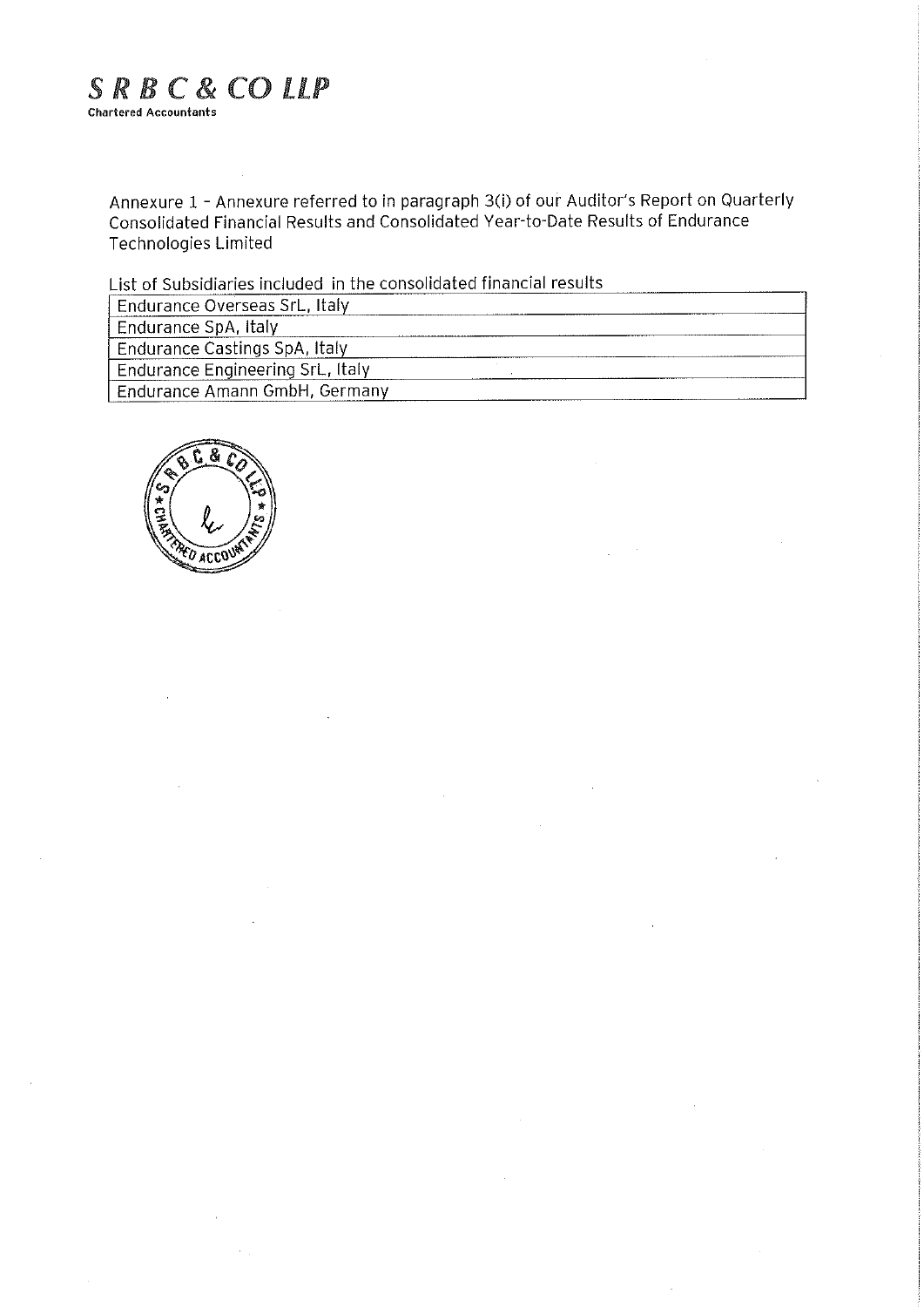**S R B C & CO LLP**
Chartered Accountants

Annexure 1 - Annexure referred to in paragraph 3(i) of our Auditor's Report on Quarterly Consolidated Financial Results and Consolidated Year-to-Date Results of Endurance Technologies Limited

List of Subsidiaries included in the consolidated financial results

| |
|---|
| Endurance Overseas SrL, Italy |
| Endurance SpA, Italy |
| Endurance Castings SpA, Italy |
| Endurance Engineering SrL, Italy |
| Endurance Amann GmbH, Germany |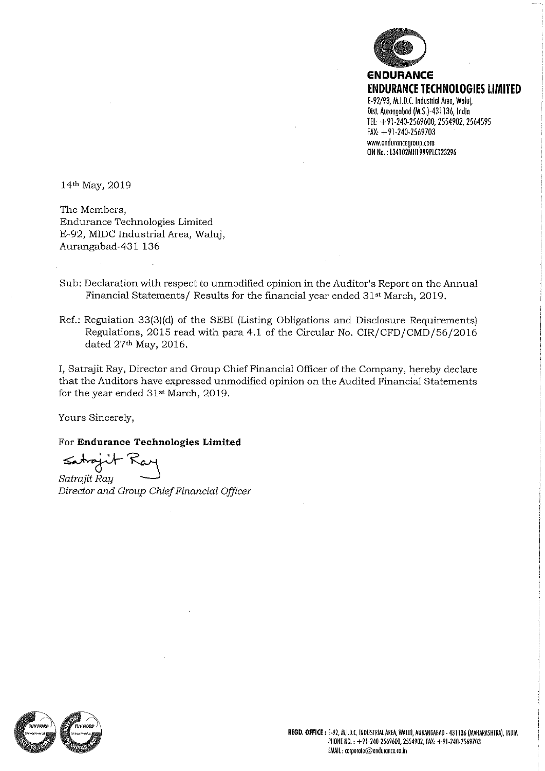**ENDURANCE**

**ENDURANCE TECHNOLOGIES LIMITED**

E-92/93, M.I.D.C. Industrial Area, Waluj,
Dist. Aurangabad (M.S.)-431136, India
TEL: +91-240-2569600, 2554902, 2564595
FAX: +91-240-2569703
www.enduranceqroup.com
CIN No.: L34102MH1999PLC123296

14th May, 2019

The Members,
Endurance Technologies Limited
E-92, MIDC Industrial Area, Waluj,
Aurangabad-431 136

Sub: Declaration with respect to unmodified opinion in the Auditor's Report on the Annual Financial Statements/ Results for the financial year ended 31st March, 2019.

Ref.: Regulation 33(3)(d) of the SEBI (Listing Obligations and Disclosure Requirements) Regulations, 2015 read with para 4.1 of the Circular No. CIR/CFD/CMD/56/2016 dated 27th May, 2016.

I, Satrajit Ray, Director and Group Chief Financial Officer of the Company, hereby declare that the Auditors have expressed unmodified opinion on the Audited Financial Statements for the year ended 31st March, 2019.

Yours Sincerely,

**For Endurance Technologies Limited**

*Satrajit Ray*
*Director and Group Chief Financial Officer*

**REGD. OFFICE :** E-92, M.I.D.C. INDUSTRIAL AREA, WALUJ, AURANGABAD - 431136 (MAHARASHTRA), INDIA
PHONE NO.: +91-240-2569600, 2554902, FAX: +91-240-2569703
EMAIL: corporate@endurance.co.in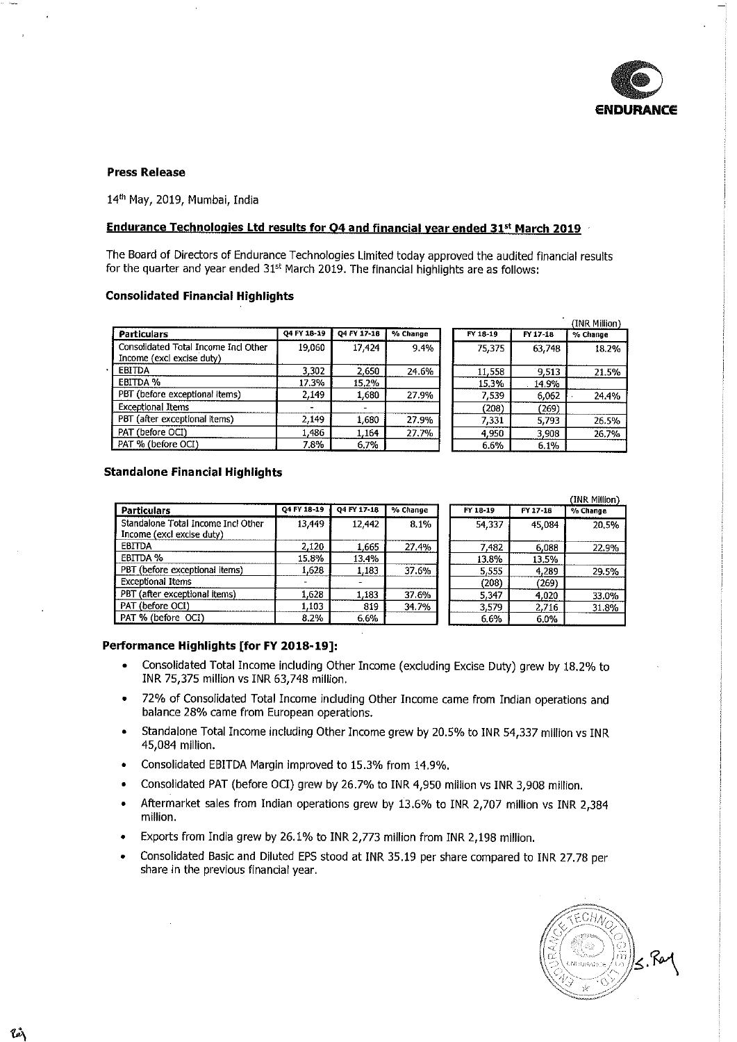ENDURANCE

**Press Release**

14th May, 2019, Mumbai, India

**Endurance Technologies Ltd results for Q4 and financial year ended 31st March 2019**

The Board of Directors of Endurance Technologies Limited today approved the audited financial results for the quarter and year ended 31st March 2019. The financial highlights are as follows:

### Consolidated Financial Highlights

(INR Million)

| Particulars | Q4 FY 18-19 | Q4 FY 17-18 | % Change | FY 18-19 | FY 17-18 | % Change |
|---|---|---|---|---|---|---|
| Consolidated Total Income Incl Other Income (excl excise duty) | 19,060 | 17,424 | 9.4% | 75,375 | 63,748 | 18.2% |
| EBITDA | 3,302 | 2,650 | 24.6% | 11,558 | 9,513 | 21.5% |
| EBITDA % | 17.3% | 15.2% | | 15.3% | 14.9% | |
| PBT (before exceptional items) | 2,149 | 1,680 | 27.9% | 7,539 | 6,062 | 24.4% |
| Exceptional Items | - | - | | (208) | (269) | |
| PBT (after exceptional items) | 2,149 | 1,680 | 27.9% | 7,331 | 5,793 | 26.5% |
| PAT (before OCI) | 1,486 | 1,164 | 27.7% | 4,950 | 3,908 | 26.7% |
| PAT % (before OCI) | 7.8% | 6.7% | | 6.6% | 6.1% | |

### Standalone Financial Highlights

(INR Million)

| Particulars | Q4 FY 18-19 | Q4 FY 17-18 | % Change | FY 18-19 | FY 17-18 | % Change |
|---|---|---|---|---|---|---|
| Standalone Total Income Incl Other Income (excl excise duty) | 13,449 | 12,442 | 8.1% | 54,337 | 45,084 | 20.5% |
| EBITDA | 2,120 | 1,665 | 27.4% | 7,482 | 6,088 | 22.9% |
| EBITDA % | 15.8% | 13.4% | | 13.8% | 13.5% | |
| PBT (before exceptional items) | 1,628 | 1,183 | 37.6% | 5,555 | 4,289 | 29.5% |
| Exceptional Items | - | - | | (208) | (269) | |
| PBT (after exceptional items) | 1,628 | 1,183 | 37.6% | 5,347 | 4,020 | 33.0% |
| PAT (before OCI) | 1,103 | 819 | 34.7% | 3,579 | 2,716 | 31.8% |
| PAT % (before OCI) | 8.2% | 6.6% | | 6.6% | 6.0% | |

### Performance Highlights [for FY 2018-19]:

- Consolidated Total Income including Other Income (excluding Excise Duty) grew by 18.2% to INR 75,375 million vs INR 63,748 million.
- 72% of Consolidated Total Income including Other Income came from Indian operations and balance 28% came from European operations.
- Standalone Total Income including Other Income grew by 20.5% to INR 54,337 million vs INR 45,084 million.
- Consolidated EBITDA Margin improved to 15.3% from 14.9%.
- Consolidated PAT (before OCI) grew by 26.7% to INR 4,950 million vs INR 3,908 million.
- Aftermarket sales from Indian operations grew by 13.6% to INR 2,707 million vs INR 2,384 million.
- Exports from India grew by 26.1% to INR 2,773 million from INR 2,198 million.
- Consolidated Basic and Diluted EPS stood at INR 35.19 per share compared to INR 27.78 per share in the previous financial year.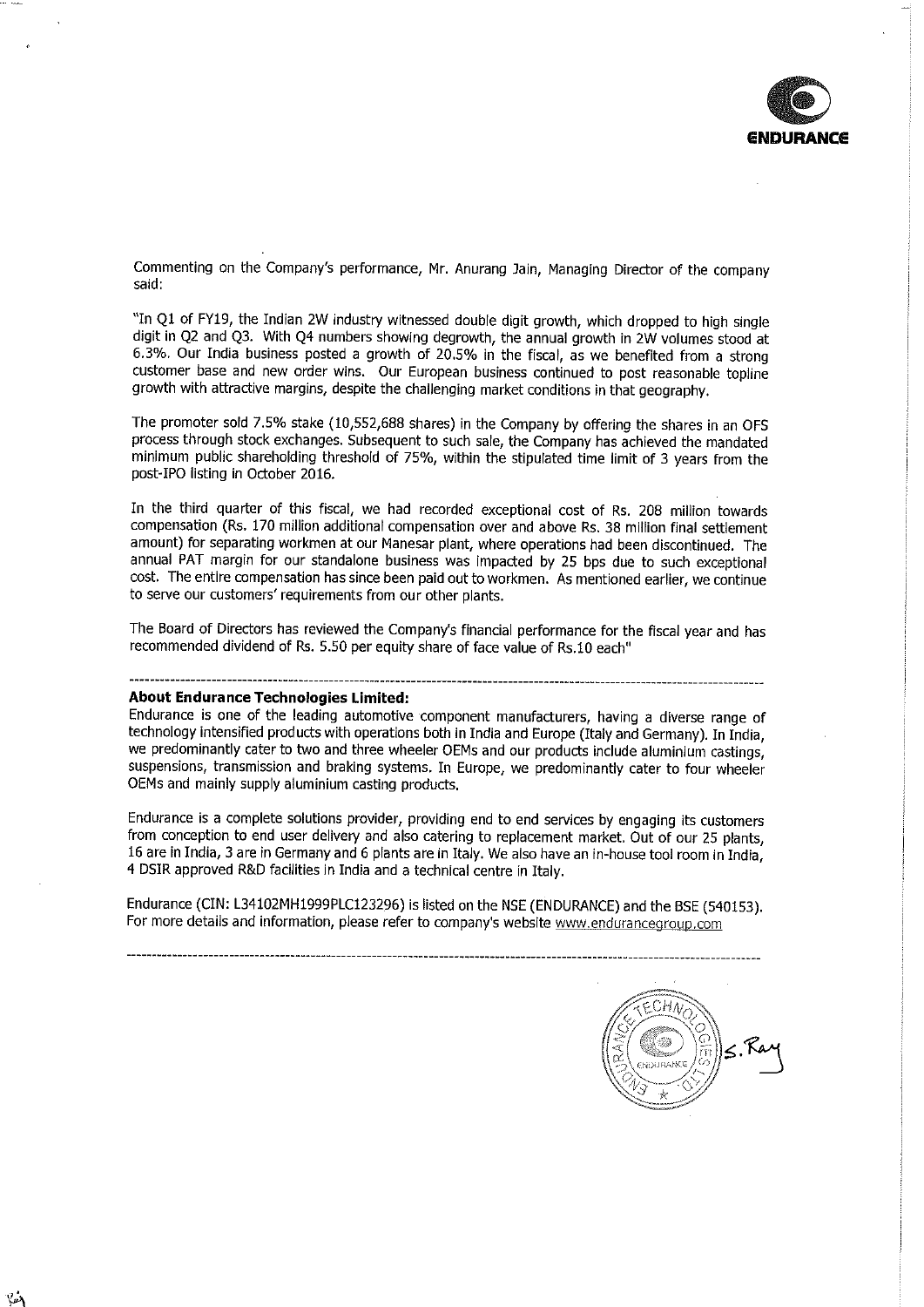Commenting on the Company's performance, Mr. Anurang Jain, Managing Director of the company said:

"In Q1 of FY19, the Indian 2W industry witnessed double digit growth, which dropped to high single digit in Q2 and Q3. With Q4 numbers showing degrowth, the annual growth in 2W volumes stood at 6.3%. Our India business posted a growth of 20.5% in the fiscal, as we benefited from a strong customer base and new order wins. Our European business continued to post reasonable topline growth with attractive margins, despite the challenging market conditions in that geography.

The promoter sold 7.5% stake (10,552,688 shares) in the Company by offering the shares in an OFS process through stock exchanges. Subsequent to such sale, the Company has achieved the mandated minimum public shareholding threshold of 75%, within the stipulated time limit of 3 years from the post-IPO listing in October 2016.

In the third quarter of this fiscal, we had recorded exceptional cost of Rs. 208 million towards compensation (Rs. 170 million additional compensation over and above Rs. 38 million final settlement amount) for separating workmen at our Manesar plant, where operations had been discontinued. The annual PAT margin for our standalone business was impacted by 25 bps due to such exceptional cost. The entire compensation has since been paid out to workmen. As mentioned earlier, we continue to serve our customers' requirements from our other plants.

The Board of Directors has reviewed the Company's financial performance for the fiscal year and has recommended dividend of Rs. 5.50 per equity share of face value of Rs.10 each"

---

**About Endurance Technologies Limited:**

Endurance is one of the leading automotive component manufacturers, having a diverse range of technology intensified products with operations both in India and Europe (Italy and Germany). In India, we predominantly cater to two and three wheeler OEMs and our products include aluminium castings, suspensions, transmission and braking systems. In Europe, we predominantly cater to four wheeler OEMs and mainly supply aluminium casting products.

Endurance is a complete solutions provider, providing end to end services by engaging its customers from conception to end user delivery and also catering to replacement market. Out of our 25 plants, 16 are in India, 3 are in Germany and 6 plants are in Italy. We also have an in-house tool room in India, 4 DSIR approved R&D facilities in India and a technical centre in Italy.

Endurance (CIN: L34102MH1999PLC123296) is listed on the NSE (ENDURANCE) and the BSE (540153). For more details and information, please refer to company's website www.endurancegroup.com

---

S. Ray